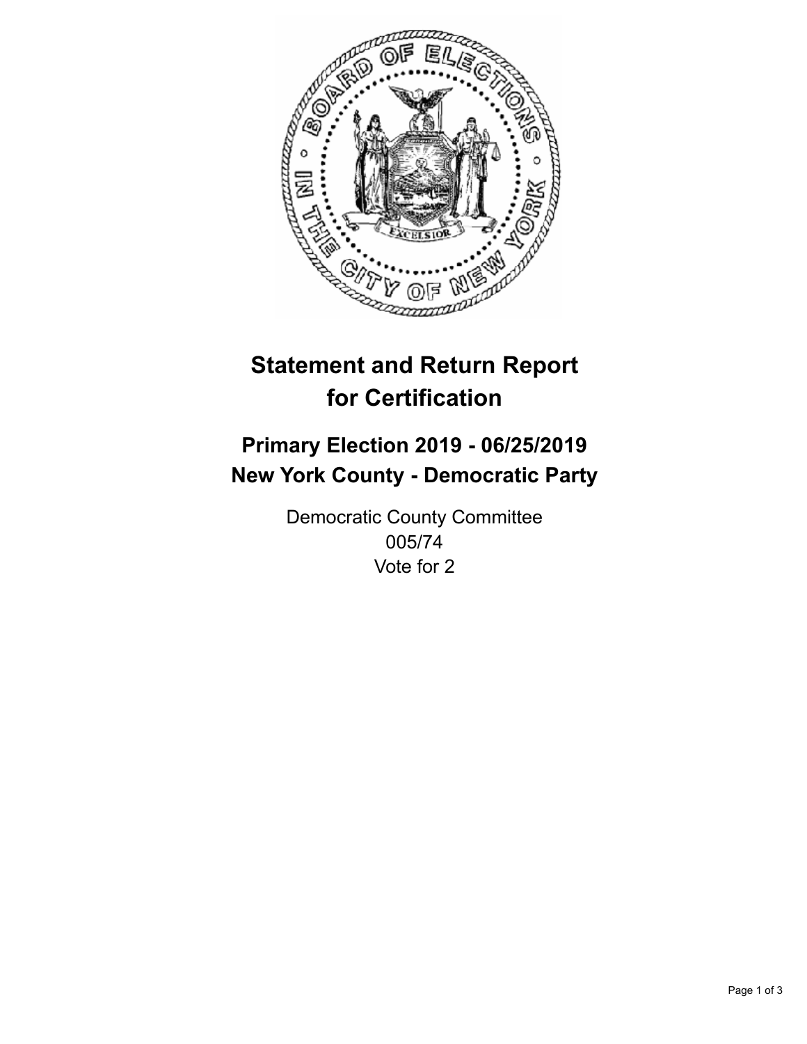# Statement and Return Report for Certification

## Primary Election 2019 - 06/25/2019
## New York County - Democratic Party

Democratic County Committee
005/74
Vote for 2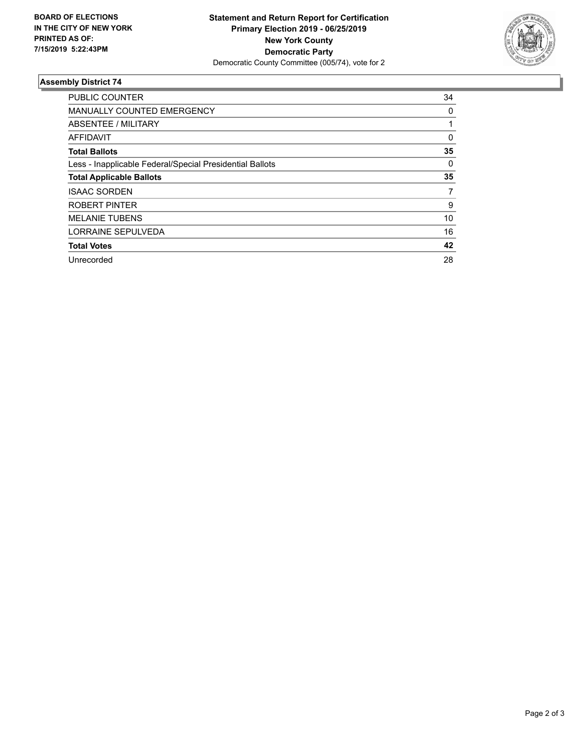**BOARD OF ELECTIONS IN THE CITY OF NEW YORK PRINTED AS OF: 7/15/2019 5:22:43PM**

**Statement and Return Report for Certification**
**Primary Election 2019 - 06/25/2019**
**New York County**
**Democratic Party**
Democratic County Committee (005/74), vote for 2

## Assembly District 74

| | |
|---|---|
| PUBLIC COUNTER | 34 |
| MANUALLY COUNTED EMERGENCY | 0 |
| ABSENTEE / MILITARY | 1 |
| AFFIDAVIT | 0 |
| **Total Ballots** | **35** |
| Less - Inapplicable Federal/Special Presidential Ballots | 0 |
| **Total Applicable Ballots** | **35** |
| ISAAC SORDEN | 7 |
| ROBERT PINTER | 9 |
| MELANIE TUBENS | 10 |
| LORRAINE SEPULVEDA | 16 |
| **Total Votes** | **42** |
| Unrecorded | 28 |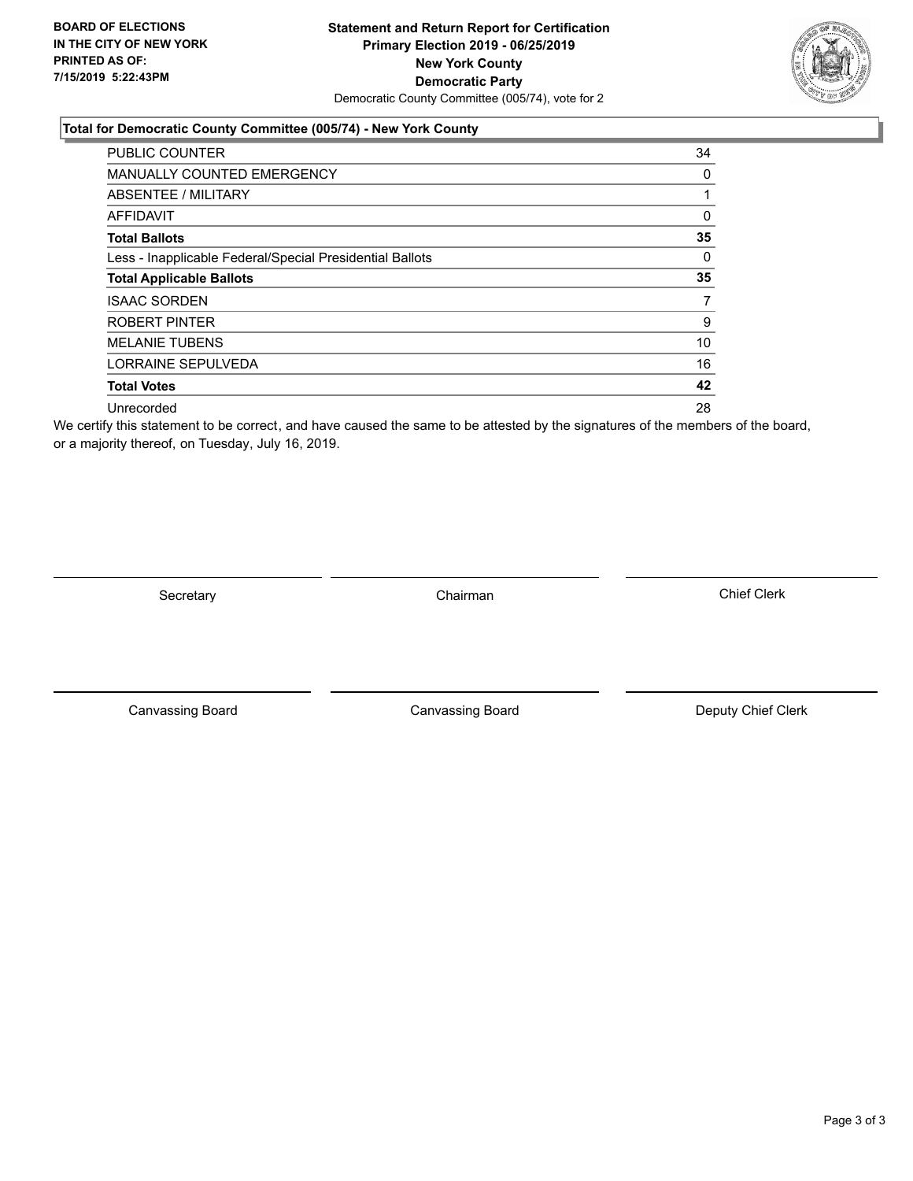**BOARD OF ELECTIONS**
**IN THE CITY OF NEW YORK**
**PRINTED AS OF:**
**7/15/2019 5:22:43PM**

**Statement and Return Report for Certification**
**Primary Election 2019 - 06/25/2019**
**New York County**
**Democratic Party**
Democratic County Committee (005/74), vote for 2

### Total for Democratic County Committee (005/74) - New York County

| | |
|---|---|
| PUBLIC COUNTER | 34 |
| MANUALLY COUNTED EMERGENCY | 0 |
| ABSENTEE / MILITARY | 1 |
| AFFIDAVIT | 0 |
| **Total Ballots** | **35** |
| Less - Inapplicable Federal/Special Presidential Ballots | 0 |
| **Total Applicable Ballots** | **35** |
| ISAAC SORDEN | 7 |
| ROBERT PINTER | 9 |
| MELANIE TUBENS | 10 |
| LORRAINE SEPULVEDA | 16 |
| **Total Votes** | **42** |
| Unrecorded | 28 |

We certify this statement to be correct, and have caused the same to be attested by the signatures of the members of the board, or a majority thereof, on Tuesday, July 16, 2019.

Secretary

Chairman

Chief Clerk

Canvassing Board

Canvassing Board

Deputy Chief Clerk